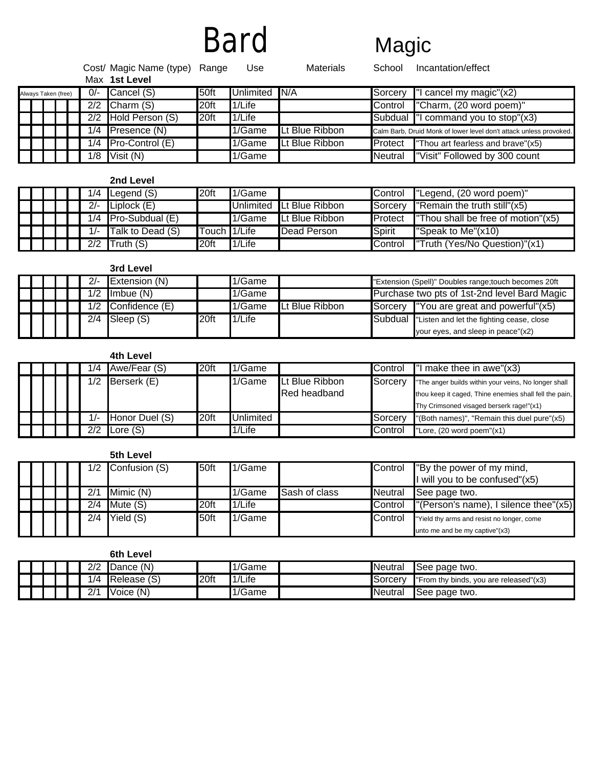# Bard Magic

| | Cost/Max | Magic Name (type) | Range | Use | Materials | School | Incantation/effect |
|---|---|---|---|---|---|---|---|
| | | **1st Level** | | | | | |
| Always Taken (free) | 0/- | Cancel (S) | 50ft | Unlimited | N/A | Sorcery | "I cancel my magic"(x2) |
| | 2/2 | Charm (S) | 20ft | 1/Life | | Control | "Charm, (20 word poem)" |
| | 2/2 | Hold Person (S) | 20ft | 1/Life | | Subdual | "I command you to stop"(x3) |
| | 1/4 | Presence (N) | | 1/Game | Lt Blue Ribbon | | Calm Barb, Druid Monk of lower level don't attack unless provoked. |
| | 1/4 | Pro-Control (E) | | 1/Game | Lt Blue Ribbon | Protect | "Thou art fearless and brave"(x5) |
| | 1/8 | Visit (N) | | 1/Game | | Neutral | "Visit" Followed by 300 count |
| | | **2nd Level** | | | | | |
| | 1/4 | Legend (S) | 20ft | 1/Game | | Control | "Legend, (20 word poem)" |
| | 2/- | Liplock (E) | | Unlimited | Lt Blue Ribbon | Sorcery | "Remain the truth still"(x5) |
| | 1/4 | Pro-Subdual (E) | | 1/Game | Lt Blue Ribbon | Protect | "Thou shall be free of motion"(x5) |
| | 1/- | Talk to Dead (S) | Touch | 1/Life | Dead Person | Spirit | "Speak to Me"(x10) |
| | 2/2 | Truth (S) | 20ft | 1/Life | | Control | "Truth (Yes/No Question)"(x1) |
| | | **3rd Level** | | | | | |
| | 2/- | Extension (N) | | 1/Game | | | "Extension (Spell)" Doubles range;touch becomes 20ft |
| | 1/2 | Imbue (N) | | 1/Game | | | Purchase two pts of 1st-2nd level Bard Magic |
| | 1/2 | Confidence (E) | | 1/Game | Lt Blue Ribbon | Sorcery | "You are great and powerful"(x5) |
| | 2/4 | Sleep (S) | 20ft | 1/Life | | Subdual | "Listen and let the fighting cease, close your eyes, and sleep in peace"(x2) |
| | | **4th Level** | | | | | |
| | 1/4 | Awe/Fear (S) | 20ft | 1/Game | | Control | "I make thee in awe"(x3) |
| | 1/2 | Berserk (E) | | 1/Game | Lt Blue Ribbon Red headband | Sorcery | "The anger builds within your veins, No longer shall thou keep it caged, Thine enemies shall fell the pain, Thy Crimsoned visaged berserk rage!"(x1) |
| | 1/- | Honor Duel (S) | 20ft | Unlimited | | Sorcery | "(Both names)", "Remain this duel pure"(x5) |
| | 2/2 | Lore (S) | | 1/Life | | Control | "Lore, (20 word poem"(x1) |
| | | **5th Level** | | | | | |
| | 1/2 | Confusion (S) | 50ft | 1/Game | | Control | "By the power of my mind, I will you to be confused"(x5) |
| | 2/1 | Mimic (N) | | 1/Game | Sash of class | Neutral | See page two. |
| | 2/4 | Mute (S) | 20ft | 1/Life | | Control | "(Person's name), I silence thee"(x5) |
| | 2/4 | Yield (S) | 50ft | 1/Game | | Control | "Yield thy arms and resist no longer, come unto me and be my captive"(x3) |
| | | **6th Level** | | | | | |
| | 2/2 | Dance (N) | | 1/Game | | Neutral | See page two. |
| | 1/4 | Release (S) | 20ft | 1/Life | | Sorcery | "From thy binds, you are released"(x3) |
| | 2/1 | Voice (N) | | 1/Game | | Neutral | See page two. |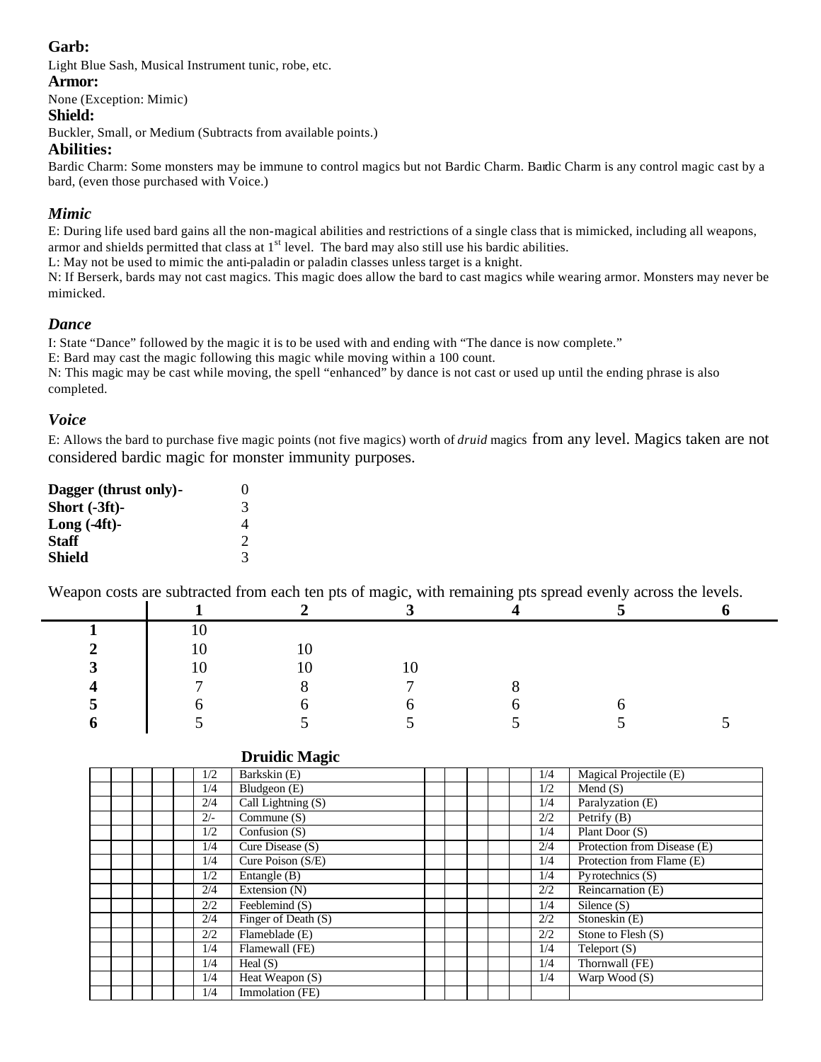**Garb:**

Light Blue Sash, Musical Instrument tunic, robe, etc.

**Armor:**

None (Exception: Mimic)

**Shield:**

Buckler, Small, or Medium (Subtracts from available points.)

**Abilities:**

Bardic Charm: Some monsters may be immune to control magics but not Bardic Charm. Bardic Charm is any control magic cast by a bard, (even those purchased with Voice.)

### *Mimic*

E: During life used bard gains all the non-magical abilities and restrictions of a single class that is mimicked, including all weapons, armor and shields permitted that class at 1st level. The bard may also still use his bardic abilities.

L: May not be used to mimic the anti-paladin or paladin classes unless target is a knight.

N: If Berserk, bards may not cast magics. This magic does allow the bard to cast magics while wearing armor. Monsters may never be mimicked.

### *Dance*

I: State "Dance" followed by the magic it is to be used with and ending with "The dance is now complete."

E: Bard may cast the magic following this magic while moving within a 100 count.

N: This magic may be cast while moving, the spell "enhanced" by dance is not cast or used up until the ending phrase is also completed.

### *Voice*

E: Allows the bard to purchase five magic points (not five magics) worth of *druid* magics from any level. Magics taken are not considered bardic magic for monster immunity purposes.

| | |
|---|---|
| **Dagger (thrust only)-** | 0 |
| **Short (-3ft)-** | 3 |
| **Long (-4ft)-** | 4 |
| **Staff** | 2 |
| **Shield** | 3 |

Weapon costs are subtracted from each ten pts of magic, with remaining pts spread evenly across the levels.

| | 1 | 2 | 3 | 4 | 5 | 6 |
|---|---|---|---|---|---|---|
| **1** | 10 | | | | | |
| **2** | 10 | 10 | | | | |
| **3** | 10 | 10 | 10 | | | |
| **4** | 7 | 8 | 7 | 8 | | |
| **5** | 6 | 6 | 6 | 6 | 6 | |
| **6** | 5 | 5 | 5 | 5 | 5 | 5 |

**Druidic Magic**

| | | | | | | | | | | | | | |
|---|---|---|---|---|---|---|---|---|---|---|---|---|---|
| | | | | | 1/2 | Barkskin (E) | | | | | | 1/4 | Magical Projectile (E) |
| | | | | | 1/4 | Bludgeon (E) | | | | | | 1/2 | Mend (S) |
| | | | | | 2/4 | Call Lightning (S) | | | | | | 1/4 | Paralyzation (E) |
| | | | | | 2/- | Commune (S) | | | | | | 2/2 | Petrify (B) |
| | | | | | 1/2 | Confusion (S) | | | | | | 1/4 | Plant Door (S) |
| | | | | | 1/4 | Cure Disease (S) | | | | | | 2/4 | Protection from Disease (E) |
| | | | | | 1/4 | Cure Poison (S/E) | | | | | | 1/4 | Protection from Flame (E) |
| | | | | | 1/2 | Entangle (B) | | | | | | 1/4 | Pyrotechnics (S) |
| | | | | | 2/4 | Extension (N) | | | | | | 2/2 | Reincarnation (E) |
| | | | | | 2/2 | Feeblemind (S) | | | | | | 1/4 | Silence (S) |
| | | | | | 2/4 | Finger of Death (S) | | | | | | 2/2 | Stoneskin (E) |
| | | | | | 2/2 | Flameblade (E) | | | | | | 2/2 | Stone to Flesh (S) |
| | | | | | 1/4 | Flamewall (FE) | | | | | | 1/4 | Teleport (S) |
| | | | | | 1/4 | Heal (S) | | | | | | 1/4 | Thornwall (FE) |
| | | | | | 1/4 | Heat Weapon (S) | | | | | | 1/4 | Warp Wood (S) |
| | | | | | 1/4 | Immolation (FE) | | | | | | | |